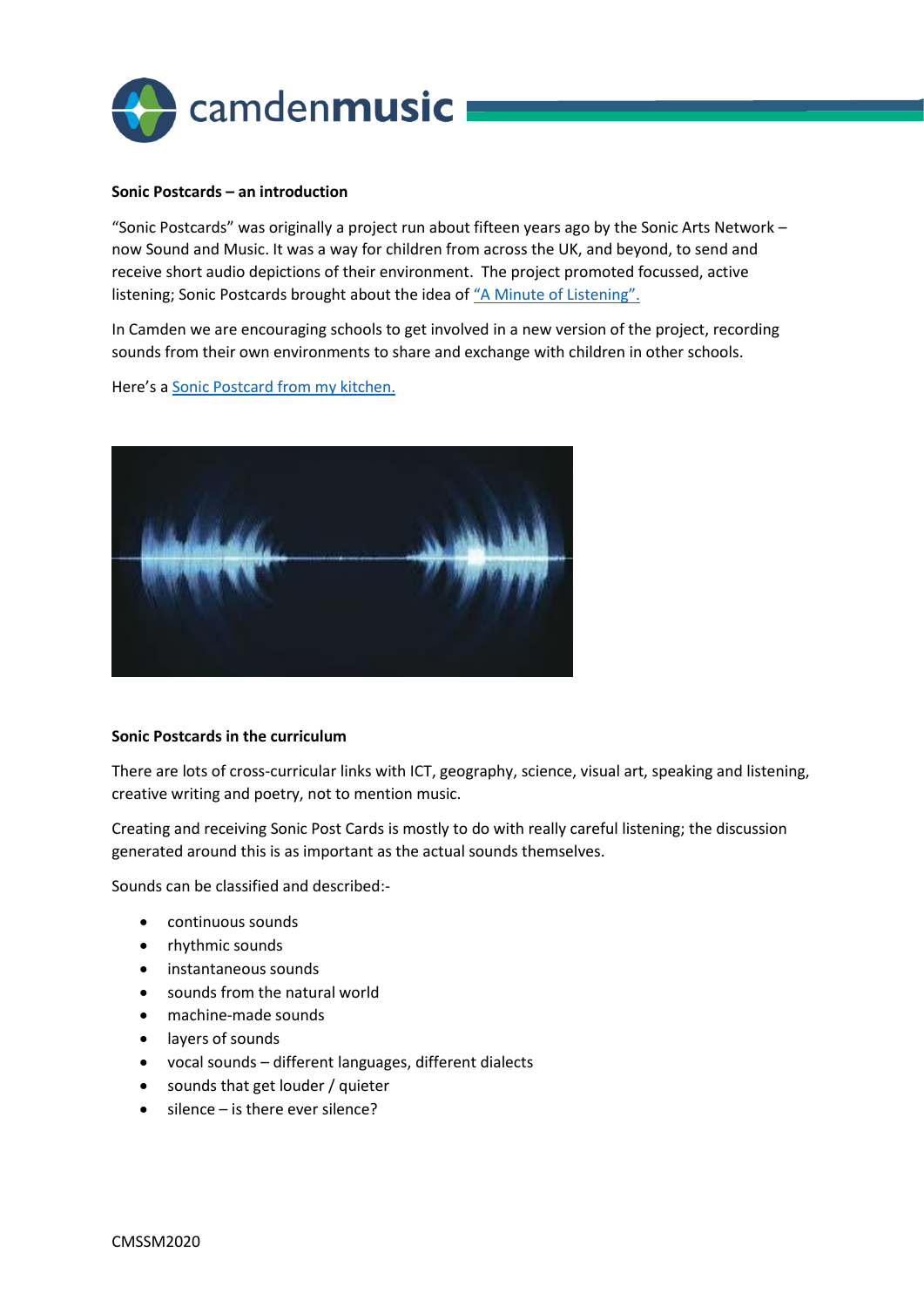**Sonic Postcards – an introduction**

"Sonic Postcards" was originally a project run about fifteen years ago by the Sonic Arts Network – now Sound and Music. It was a way for children from across the UK, and beyond, to send and receive short audio depictions of their environment. The project promoted focussed, active listening; Sonic Postcards brought about the idea of "A Minute of Listening".

In Camden we are encouraging schools to get involved in a new version of the project, recording sounds from their own environments to share and exchange with children in other schools.

Here's a Sonic Postcard from my kitchen.

**Sonic Postcards in the curriculum**

There are lots of cross-curricular links with ICT, geography, science, visual art, speaking and listening, creative writing and poetry, not to mention music.

Creating and receiving Sonic Post Cards is mostly to do with really careful listening; the discussion generated around this is as important as the actual sounds themselves.

Sounds can be classified and described:-

- continuous sounds
- rhythmic sounds
- instantaneous sounds
- sounds from the natural world
- machine-made sounds
- layers of sounds
- vocal sounds – different languages, different dialects
- sounds that get louder / quieter
- silence – is there ever silence?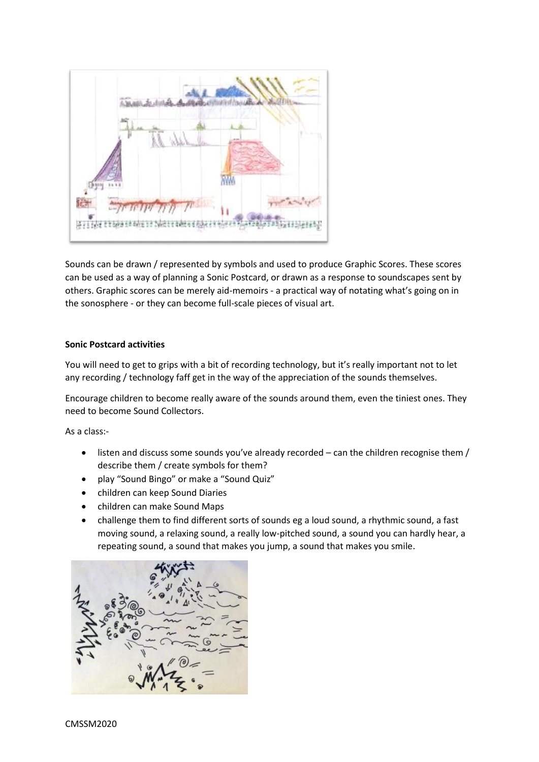Sounds can be drawn / represented by symbols and used to produce Graphic Scores. These scores can be used as a way of planning a Sonic Postcard, or drawn as a response to soundscapes sent by others. Graphic scores can be merely aid-memoirs - a practical way of notating what's going on in the sonosphere - or they can become full-scale pieces of visual art.

**Sonic Postcard activities**

You will need to get to grips with a bit of recording technology, but it's really important not to let any recording / technology faff get in the way of the appreciation of the sounds themselves.

Encourage children to become really aware of the sounds around them, even the tiniest ones. They need to become Sound Collectors.

As a class:-

- listen and discuss some sounds you've already recorded – can the children recognise them / describe them / create symbols for them?
- play "Sound Bingo" or make a "Sound Quiz"
- children can keep Sound Diaries
- children can make Sound Maps
- challenge them to find different sorts of sounds eg a loud sound, a rhythmic sound, a fast moving sound, a relaxing sound, a really low-pitched sound, a sound you can hardly hear, a repeating sound, a sound that makes you jump, a sound that makes you smile.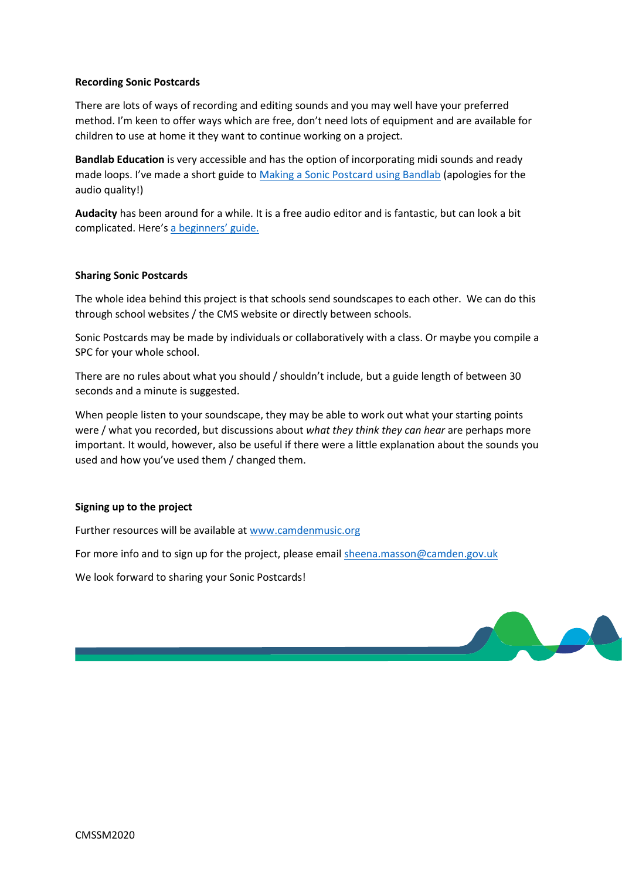**Recording Sonic Postcards**

There are lots of ways of recording and editing sounds and you may well have your preferred method. I'm keen to offer ways which are free, don't need lots of equipment and are available for children to use at home it they want to continue working on a project.

**Bandlab Education** is very accessible and has the option of incorporating midi sounds and ready made loops. I've made a short guide to Making a Sonic Postcard using Bandlab (apologies for the audio quality!)

**Audacity** has been around for a while. It is a free audio editor and is fantastic, but can look a bit complicated. Here's a beginners' guide.

**Sharing Sonic Postcards**

The whole idea behind this project is that schools send soundscapes to each other. We can do this through school websites / the CMS website or directly between schools.

Sonic Postcards may be made by individuals or collaboratively with a class. Or maybe you compile a SPC for your whole school.

There are no rules about what you should / shouldn't include, but a guide length of between 30 seconds and a minute is suggested.

When people listen to your soundscape, they may be able to work out what your starting points were / what you recorded, but discussions about *what they think they can hear* are perhaps more important. It would, however, also be useful if there were a little explanation about the sounds you used and how you've used them / changed them.

**Signing up to the project**

Further resources will be available at www.camdenmusic.org

For more info and to sign up for the project, please email sheena.masson@camden.gov.uk

We look forward to sharing your Sonic Postcards!

CMSSM2020